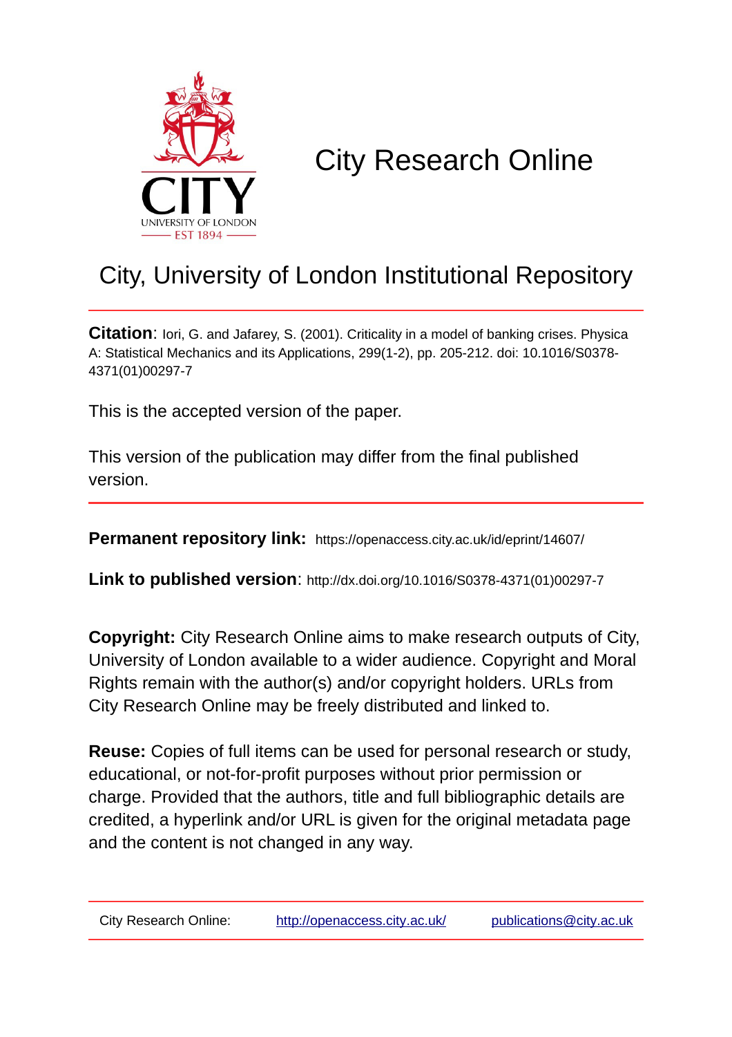# City Research Online

## City, University of London Institutional Repository

**Citation**: Iori, G. and Jafarey, S. (2001). Criticality in a model of banking crises. Physica A: Statistical Mechanics and its Applications, 299(1-2), pp. 205-212. doi: 10.1016/S0378-4371(01)00297-7

This is the accepted version of the paper.

This version of the publication may differ from the final published version.

**Permanent repository link:** https://openaccess.city.ac.uk/id/eprint/14607/

**Link to published version**: http://dx.doi.org/10.1016/S0378-4371(01)00297-7

**Copyright:** City Research Online aims to make research outputs of City, University of London available to a wider audience. Copyright and Moral Rights remain with the author(s) and/or copyright holders. URLs from City Research Online may be freely distributed and linked to.

**Reuse:** Copies of full items can be used for personal research or study, educational, or not-for-profit purposes without prior permission or charge. Provided that the authors, title and full bibliographic details are credited, a hyperlink and/or URL is given for the original metadata page and the content is not changed in any way.

City Research Online: http://openaccess.city.ac.uk/ publications@city.ac.uk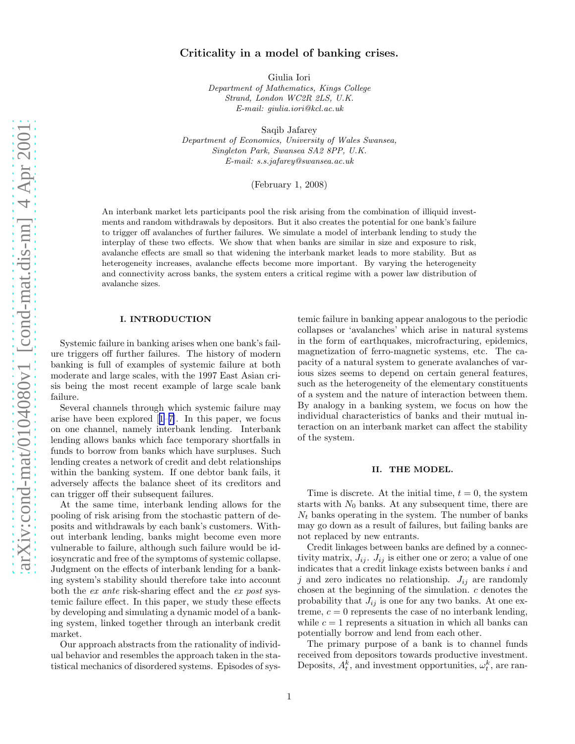# Criticality in a model of banking crises.

Giulia Iori
*Department of Mathematics, Kings College*
*Strand, London WC2R 2LS, U.K.*
*E-mail: giulia.iori@kcl.ac.uk*

Saqib Jafarey
*Department of Economics, University of Wales Swansea,*
*Singleton Park, Swansea SA2 8PP, U.K.*
*E-mail: s.s.jafarey@swansea.ac.uk*

(February 1, 2008)

An interbank market lets participants pool the risk arising from the combination of illiquid investments and random withdrawals by depositors. But it also creates the potential for one bank's failure to trigger off avalanches of further failures. We simulate a model of interbank lending to study the interplay of these two effects. We show that when banks are similar in size and exposure to risk, avalanche effects are small so that widening the interbank market leads to more stability. But as heterogeneity increases, avalanche effects become more important. By varying the heterogeneity and connectivity across banks, the system enters a critical regime with a power law distribution of avalanche sizes.

## I. INTRODUCTION

Systemic failure in banking arises when one bank's failure triggers off further failures. The history of modern banking is full of examples of systemic failure at both moderate and large scales, with the 1997 East Asian crisis being the most recent example of large scale bank failure.

Several channels through which systemic failure may arise have been explored [1–7]. In this paper, we focus on one channel, namely interbank lending. Interbank lending allows banks which face temporary shortfalls in funds to borrow from banks which have surpluses. Such lending creates a network of credit and debt relationships within the banking system. If one debtor bank fails, it adversely affects the balance sheet of its creditors and can trigger off their subsequent failures.

At the same time, interbank lending allows for the pooling of risk arising from the stochastic pattern of deposits and withdrawals by each bank's customers. Without interbank lending, banks might become even more vulnerable to failure, although such failure would be idiosyncratic and free of the symptoms of systemic collapse. Judgment on the effects of interbank lending for a banking system's stability should therefore take into account both the *ex ante* risk-sharing effect and the *ex post* systemic failure effect. In this paper, we study these effects by developing and simulating a dynamic model of a banking system, linked together through an interbank credit market.

Our approach abstracts from the rationality of individual behavior and resembles the approach taken in the statistical mechanics of disordered systems. Episodes of systemic failure in banking appear analogous to the periodic collapses or 'avalanches' which arise in natural systems in the form of earthquakes, microfracturing, epidemics, magnetization of ferro-magnetic systems, etc. The capacity of a natural system to generate avalanches of various sizes seems to depend on certain general features, such as the heterogeneity of the elementary constituents of a system and the nature of interaction between them. By analogy in a banking system, we focus on how the individual characteristics of banks and their mutual interaction on an interbank market can affect the stability of the system.

## II. THE MODEL.

Time is discrete. At the initial time, $t = 0$, the system starts with $N_0$ banks. At any subsequent time, there are $N_t$ banks operating in the system. The number of banks may go down as a result of failures, but failing banks are not replaced by new entrants.

Credit linkages between banks are defined by a connectivity matrix, $J_{ij}$. $J_{ij}$ is either one or zero; a value of one indicates that a credit linkage exists between banks $i$ and $j$ and zero indicates no relationship. $J_{ij}$ are randomly chosen at the beginning of the simulation. $c$ denotes the probability that $J_{ij}$ is one for any two banks. At one extreme, $c = 0$ represents the case of no interbank lending, while $c = 1$ represents a situation in which all banks can potentially borrow and lend from each other.

The primary purpose of a bank is to channel funds received from depositors towards productive investment. Deposits, $A_t^k$, and investment opportunities, $\omega_t^k$, are ran-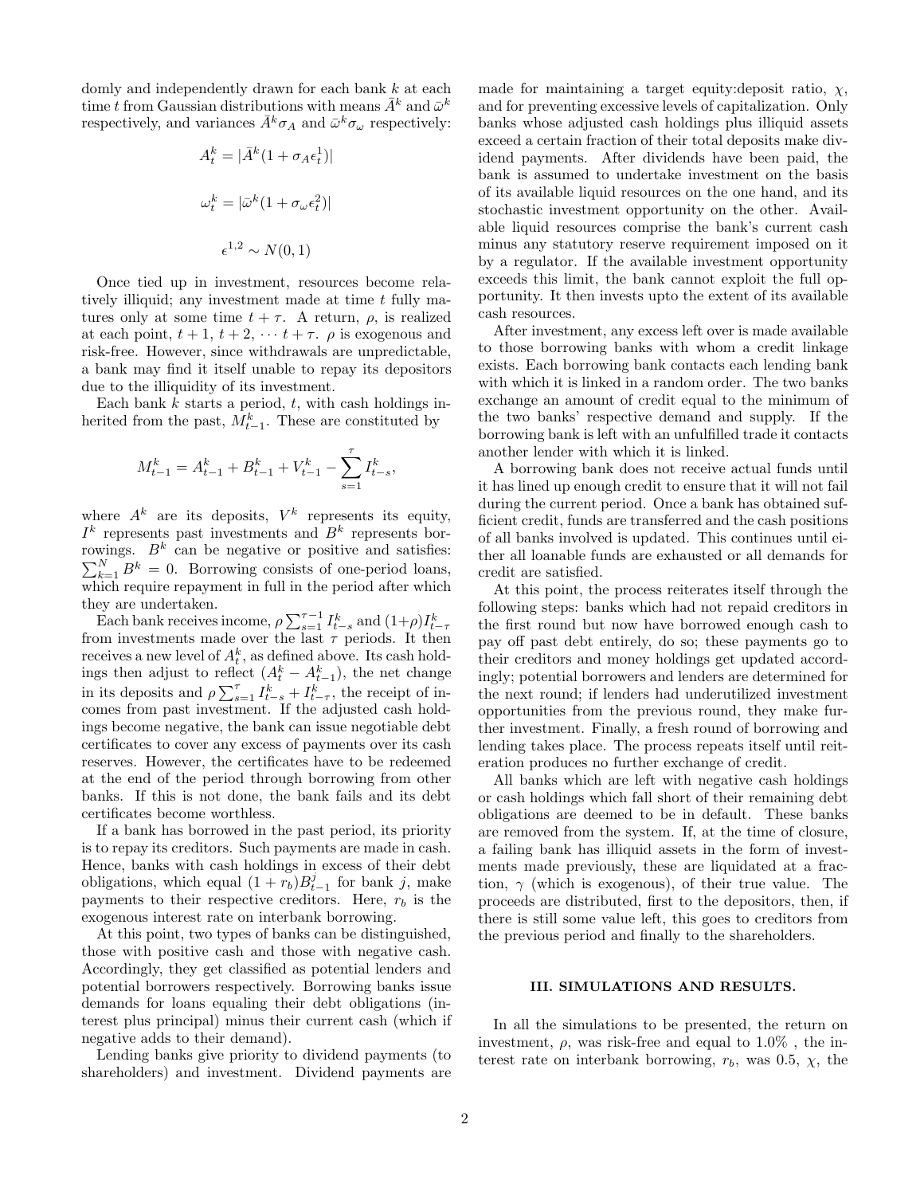domly and independently drawn for each bank $k$ at each time $t$ from Gaussian distributions with means $\bar{A}^k$ and $\bar{\omega}^k$ respectively, and variances $\bar{A}^k\sigma_A$ and $\bar{\omega}^k\sigma_\omega$ respectively:

$$A_t^k = |\bar{A}^k(1 + \sigma_A \epsilon_t^1)|$$

$$\omega_t^k = |\bar{\omega}^k(1 + \sigma_\omega \epsilon_t^2)|$$

$$\epsilon^{1,2} \sim N(0,1)$$

Once tied up in investment, resources become relatively illiquid; any investment made at time $t$ fully matures only at some time $t+\tau$. A return, $\rho$, is realized at each point, $t+1, t+2, \cdots t+\tau$. $\rho$ is exogenous and risk-free. However, since withdrawals are unpredictable, a bank may find it itself unable to repay its depositors due to the illiquidity of its investment.

Each bank $k$ starts a period, $t$, with cash holdings inherited from the past, $M_{t-1}^k$. These are constituted by

$$M_{t-1}^k = A_{t-1}^k + B_{t-1}^k + V_{t-1}^k - \sum_{s=1}^{\tau} I_{t-s}^k,$$

where $A^k$ are its deposits, $V^k$ represents its equity, $I^k$ represents past investments and $B^k$ represents borrowings. $B^k$ can be negative or positive and satisfies: $\sum_{k=1}^{N} B^k = 0$. Borrowing consists of one-period loans, which require repayment in full in the period after which they are undertaken.

Each bank receives income, $\rho \sum_{s=1}^{\tau-1} I_{t-s}^k$ and $(1+\rho)I_{t-\tau}^k$ from investments made over the last $\tau$ periods. It then receives a new level of $A_t^k$, as defined above. Its cash holdings then adjust to reflect $(A_t^k - A_{t-1}^k)$, the net change in its deposits and $\rho \sum_{s=1}^{\tau} I_{t-s}^k + I_{t-\tau}^k$, the receipt of incomes from past investment. If the adjusted cash holdings become negative, the bank can issue negotiable debt certificates to cover any excess of payments over its cash reserves. However, the certificates have to be redeemed at the end of the period through borrowing from other banks. If this is not done, the bank fails and its debt certificates become worthless.

If a bank has borrowed in the past period, its priority is to repay its creditors. Such payments are made in cash. Hence, banks with cash holdings in excess of their debt obligations, which equal $(1+r_b)B_{t-1}^j$ for bank $j$, make payments to their respective creditors. Here, $r_b$ is the exogenous interest rate on interbank borrowing.

At this point, two types of banks can be distinguished, those with positive cash and those with negative cash. Accordingly, they get classified as potential lenders and potential borrowers respectively. Borrowing banks issue demands for loans equaling their debt obligations (interest plus principal) minus their current cash (which if negative adds to their demand).

Lending banks give priority to dividend payments (to shareholders) and investment. Dividend payments are made for maintaining a target equity:deposit ratio, $\chi$, and for preventing excessive levels of capitalization. Only banks whose adjusted cash holdings plus illiquid assets exceed a certain fraction of their total deposits make dividend payments. After dividends have been paid, the bank is assumed to undertake investment on the basis of its available liquid resources on the one hand, and its stochastic investment opportunity on the other. Available liquid resources comprise the bank's current cash minus any statutory reserve requirement imposed on it by a regulator. If the available investment opportunity exceeds this limit, the bank cannot exploit the full opportunity. It then invests upto the extent of its available cash resources.

After investment, any excess left over is made available to those borrowing banks with whom a credit linkage exists. Each borrowing bank contacts each lending bank with which it is linked in a random order. The two banks exchange an amount of credit equal to the minimum of the two banks' respective demand and supply. If the borrowing bank is left with an unfulfilled trade it contacts another lender with which it is linked.

A borrowing bank does not receive actual funds until it has lined up enough credit to ensure that it will not fail during the current period. Once a bank has obtained sufficient credit, funds are transferred and the cash positions of all banks involved is updated. This continues until either all loanable funds are exhausted or all demands for credit are satisfied.

At this point, the process reiterates itself through the following steps: banks which had not repaid creditors in the first round but now have borrowed enough cash to pay off past debt entirely, do so; these payments go to their creditors and money holdings get updated accordingly; potential borrowers and lenders are determined for the next round; if lenders had underutilized investment opportunities from the previous round, they make further investment. Finally, a fresh round of borrowing and lending takes place. The process repeats itself until reiteration produces no further exchange of credit.

All banks which are left with negative cash holdings or cash holdings which fall short of their remaining debt obligations are deemed to be in default. These banks are removed from the system. If, at the time of closure, a failing bank has illiquid assets in the form of investments made previously, these are liquidated at a fraction, $\gamma$ (which is exogenous), of their true value. The proceeds are distributed, first to the depositors, then, if there is still some value left, this goes to creditors from the previous period and finally to the shareholders.

## III. SIMULATIONS AND RESULTS.

In all the simulations to be presented, the return on investment, $\rho$, was risk-free and equal to 1.0% , the interest rate on interbank borrowing, $r_b$, was 0.5, $\chi$, the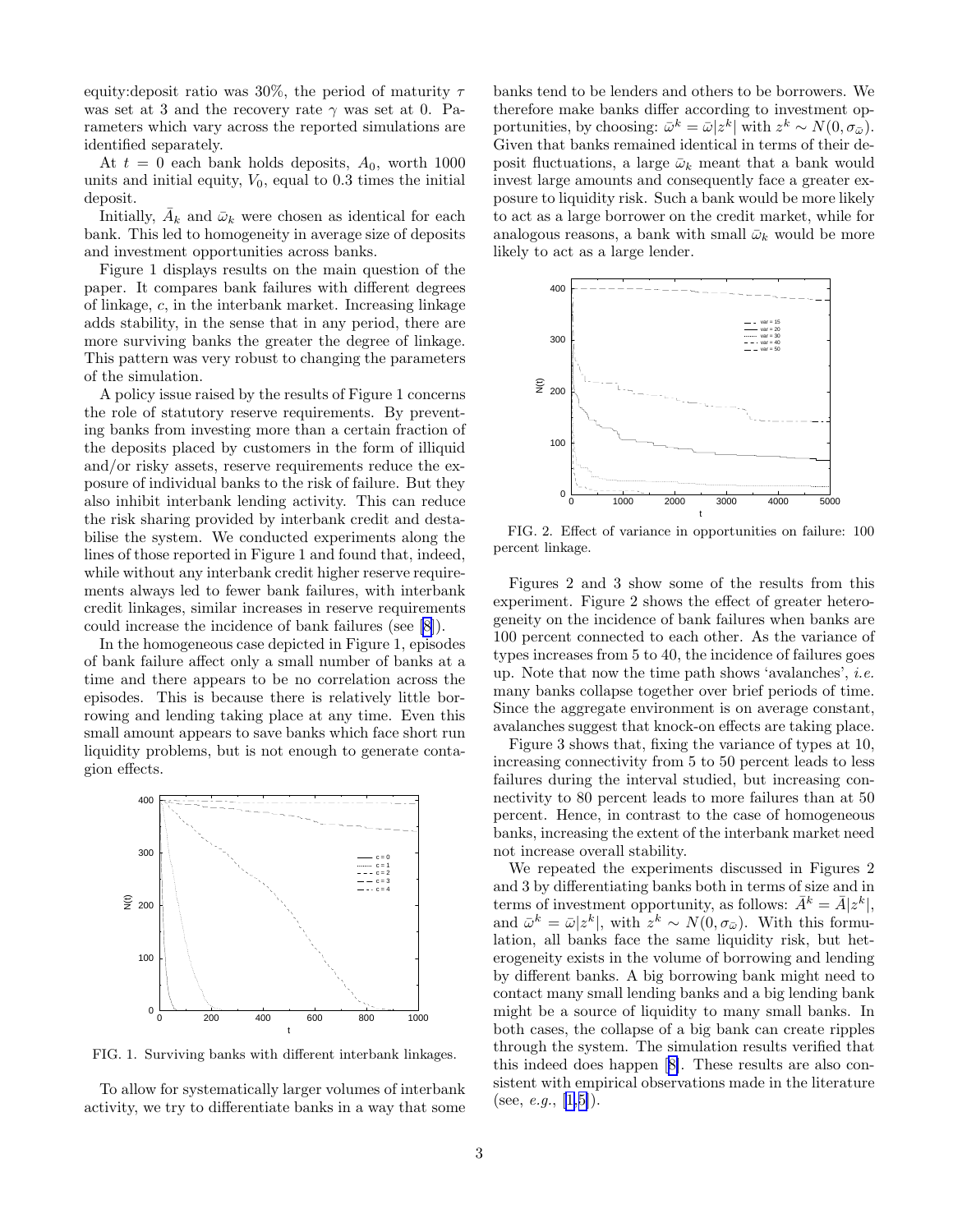equity:deposit ratio was 30%, the period of maturity $\tau$ was set at 3 and the recovery rate $\gamma$ was set at 0. Parameters which vary across the reported simulations are identified separately.

At $t = 0$ each bank holds deposits, $A_0$, worth 1000 units and initial equity, $V_0$, equal to 0.3 times the initial deposit.

Initially, $\bar{A}_k$ and $\bar{\omega}_k$ were chosen as identical for each bank. This led to homogeneity in average size of deposits and investment opportunities across banks.

Figure 1 displays results on the main question of the paper. It compares bank failures with different degrees of linkage, $c$, in the interbank market. Increasing linkage adds stability, in the sense that in any period, there are more surviving banks the greater the degree of linkage. This pattern was very robust to changing the parameters of the simulation.

A policy issue raised by the results of Figure 1 concerns the role of statutory reserve requirements. By preventing banks from investing more than a certain fraction of the deposits placed by customers in the form of illiquid and/or risky assets, reserve requirements reduce the exposure of individual banks to the risk of failure. But they also inhibit interbank lending activity. This can reduce the risk sharing provided by interbank credit and destabilise the system. We conducted experiments along the lines of those reported in Figure 1 and found that, indeed, while without any interbank credit higher reserve requirements always led to fewer bank failures, with interbank credit linkages, similar increases in reserve requirements could increase the incidence of bank failures (see [8]).

In the homogeneous case depicted in Figure 1, episodes of bank failure affect only a small number of banks at a time and there appears to be no correlation across the episodes. This is because there is relatively little borrowing and lending taking place at any time. Even this small amount appears to save banks which face short run liquidity problems, but is not enough to generate contagion effects.

400
300
N(t) 200
100
0
0 200 400 600 800 1000
t
c = 0
c = 1
c = 2
c = 3
c = 4

FIG. 1. Surviving banks with different interbank linkages.

To allow for systematically larger volumes of interbank activity, we try to differentiate banks in a way that some banks tend to be lenders and others to be borrowers. We therefore make banks differ according to investment opportunities, by choosing: $\bar{\omega}^k = \bar{\omega}|z^k|$ with $z^k \sim N(0, \sigma_{\bar{\omega}})$. Given that banks remained identical in terms of their deposit fluctuations, a large $\bar{\omega}_k$ meant that a bank would invest large amounts and consequently face a greater exposure to liquidity risk. Such a bank would be more likely to act as a large borrower on the credit market, while for analogous reasons, a bank with small $\bar{\omega}_k$ would be more likely to act as a large lender.

400
300
N(t) 200
100
0
0 1000 2000 3000 4000 5000
t
var = 15
var = 20
var = 30
var = 40
var = 50

FIG. 2. Effect of variance in opportunities on failure: 100 percent linkage.

Figures 2 and 3 show some of the results from this experiment. Figure 2 shows the effect of greater heterogeneity on the incidence of bank failures when banks are 100 percent connected to each other. As the variance of types increases from 5 to 40, the incidence of failures goes up. Note that now the time path shows 'avalanches', *i.e.* many banks collapse together over brief periods of time. Since the aggregate environment is on average constant, avalanches suggest that knock-on effects are taking place.

Figure 3 shows that, fixing the variance of types at 10, increasing connectivity from 5 to 50 percent leads to less failures during the interval studied, but increasing connectivity to 80 percent leads to more failures than at 50 percent. Hence, in contrast to the case of homogeneous banks, increasing the extent of the interbank market need not increase overall stability.

We repeated the experiments discussed in Figures 2 and 3 by differentiating banks both in terms of size and in terms of investment opportunity, as follows: $\bar{A}^k = \bar{A}|z^k|$, and $\bar{\omega}^k = \bar{\omega}|z^k|$, with $z^k \sim N(0, \sigma_{\bar{\omega}})$. With this formulation, all banks face the same liquidity risk, but heterogeneity exists in the volume of borrowing and lending by different banks. A big borrowing bank might need to contact many small lending banks and a big lending bank might be a source of liquidity to many small banks. In both cases, the collapse of a big bank can create ripples through the system. The simulation results verified that this indeed does happen [8]. These results are also consistent with empirical observations made in the literature (see, *e.g.*, [1,5]).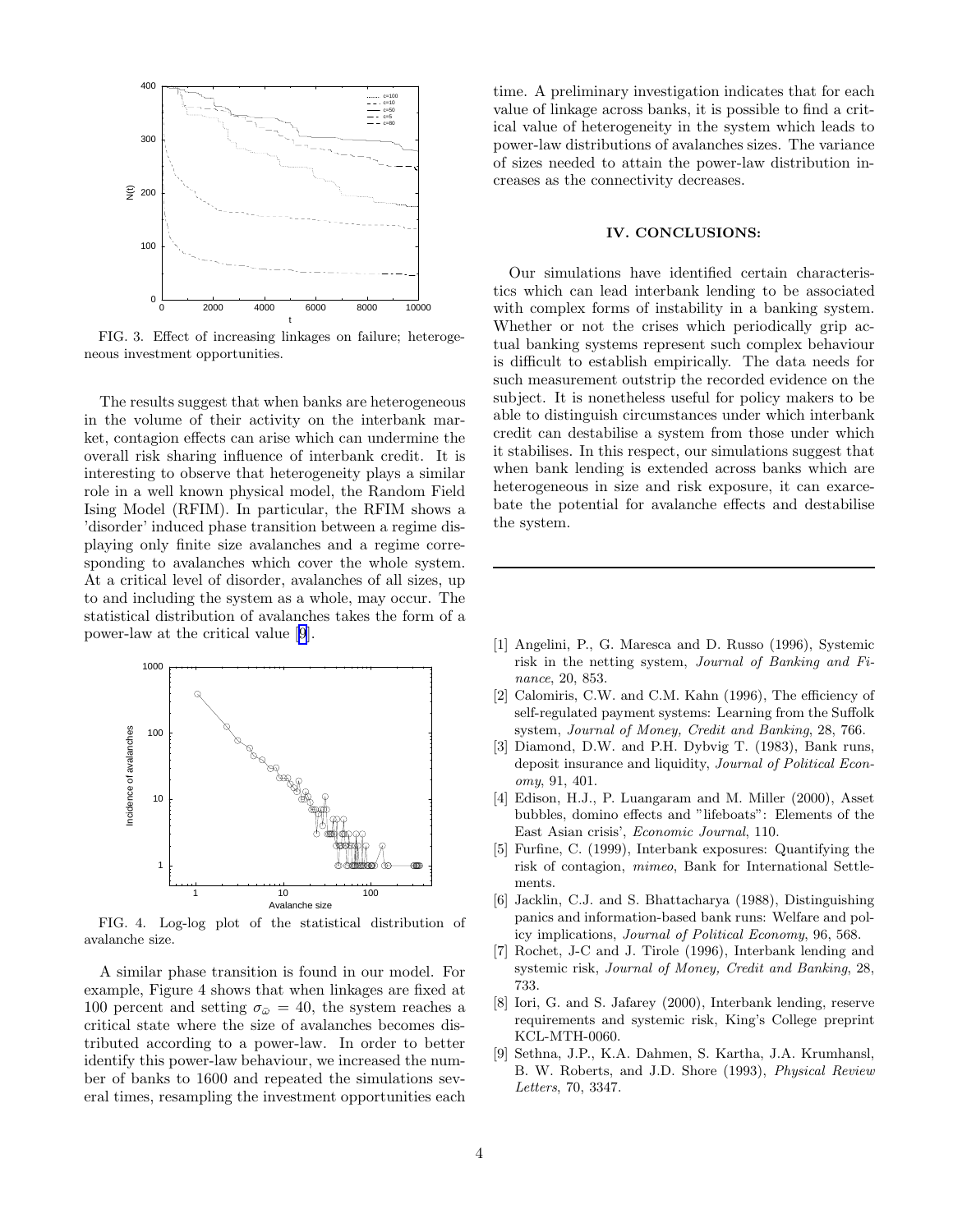400
300
200
100
0
N(t)
0 2000 4000 6000 8000 10000
t
c=100
c=10
c=50
c=5
c=80

FIG. 3. Effect of increasing linkages on failure; heterogeneous investment opportunities.

The results suggest that when banks are heterogeneous in the volume of their activity on the interbank market, contagion effects can arise which can undermine the overall risk sharing influence of interbank credit. It is interesting to observe that heterogeneity plays a similar role in a well known physical model, the Random Field Ising Model (RFIM). In particular, the RFIM shows a 'disorder' induced phase transition between a regime displaying only finite size avalanches and a regime corresponding to avalanches which cover the whole system. At a critical level of disorder, avalanches of all sizes, up to and including the system as a whole, may occur. The statistical distribution of avalanches takes the form of a power-law at the critical value [9].

1000
100
10
1
Incidence of avalanches
1 10 100
Avalanche size

FIG. 4. Log-log plot of the statistical distribution of avalanche size.

A similar phase transition is found in our model. For example, Figure 4 shows that when linkages are fixed at 100 percent and setting $\sigma_{\bar{\omega}} = 40$, the system reaches a critical state where the size of avalanches becomes distributed according to a power-law. In order to better identify this power-law behaviour, we increased the number of banks to 1600 and repeated the simulations several times, resampling the investment opportunities each time. A preliminary investigation indicates that for each value of linkage across banks, it is possible to find a critical value of heterogeneity in the system which leads to power-law distributions of avalanches sizes. The variance of sizes needed to attain the power-law distribution increases as the connectivity decreases.

## IV. CONCLUSIONS:

Our simulations have identified certain characteristics which can lead interbank lending to be associated with complex forms of instability in a banking system. Whether or not the crises which periodically grip actual banking systems represent such complex behaviour is difficult to establish empirically. The data needs for such measurement outstrip the recorded evidence on the subject. It is nonetheless useful for policy makers to be able to distinguish circumstances under which interbank credit can destabilise a system from those under which it stabilises. In this respect, our simulations suggest that when bank lending is extended across banks which are heterogeneous in size and risk exposure, it can exacerbate the potential for avalanche effects and destabilise the system.

---

[1] Angelini, P., G. Maresca and D. Russo (1996), Systemic risk in the netting system, *Journal of Banking and Finance*, 20, 853.

[2] Calomiris, C.W. and C.M. Kahn (1996), The efficiency of self-regulated payment systems: Learning from the Suffolk system, *Journal of Money, Credit and Banking*, 28, 766.

[3] Diamond, D.W. and P.H. Dybvig T. (1983), Bank runs, deposit insurance and liquidity, *Journal of Political Economy*, 91, 401.

[4] Edison, H.J., P. Luangaram and M. Miller (2000), Asset bubbles, domino effects and "lifeboats": Elements of the East Asian crisis', *Economic Journal*, 110.

[5] Furfine, C. (1999), Interbank exposures: Quantifying the risk of contagion, *mimeo*, Bank for International Settlements.

[6] Jacklin, C.J. and S. Bhattacharya (1988), Distinguishing panics and information-based bank runs: Welfare and policy implications, *Journal of Political Economy*, 96, 568.

[7] Rochet, J-C and J. Tirole (1996), Interbank lending and systemic risk, *Journal of Money, Credit and Banking*, 28, 733.

[8] Iori, G. and S. Jafarey (2000), Interbank lending, reserve requirements and systemic risk, King's College preprint KCL-MTH-0060.

[9] Sethna, J.P., K.A. Dahmen, S. Kartha, J.A. Krumhansl, B. W. Roberts, and J.D. Shore (1993), *Physical Review Letters*, 70, 3347.